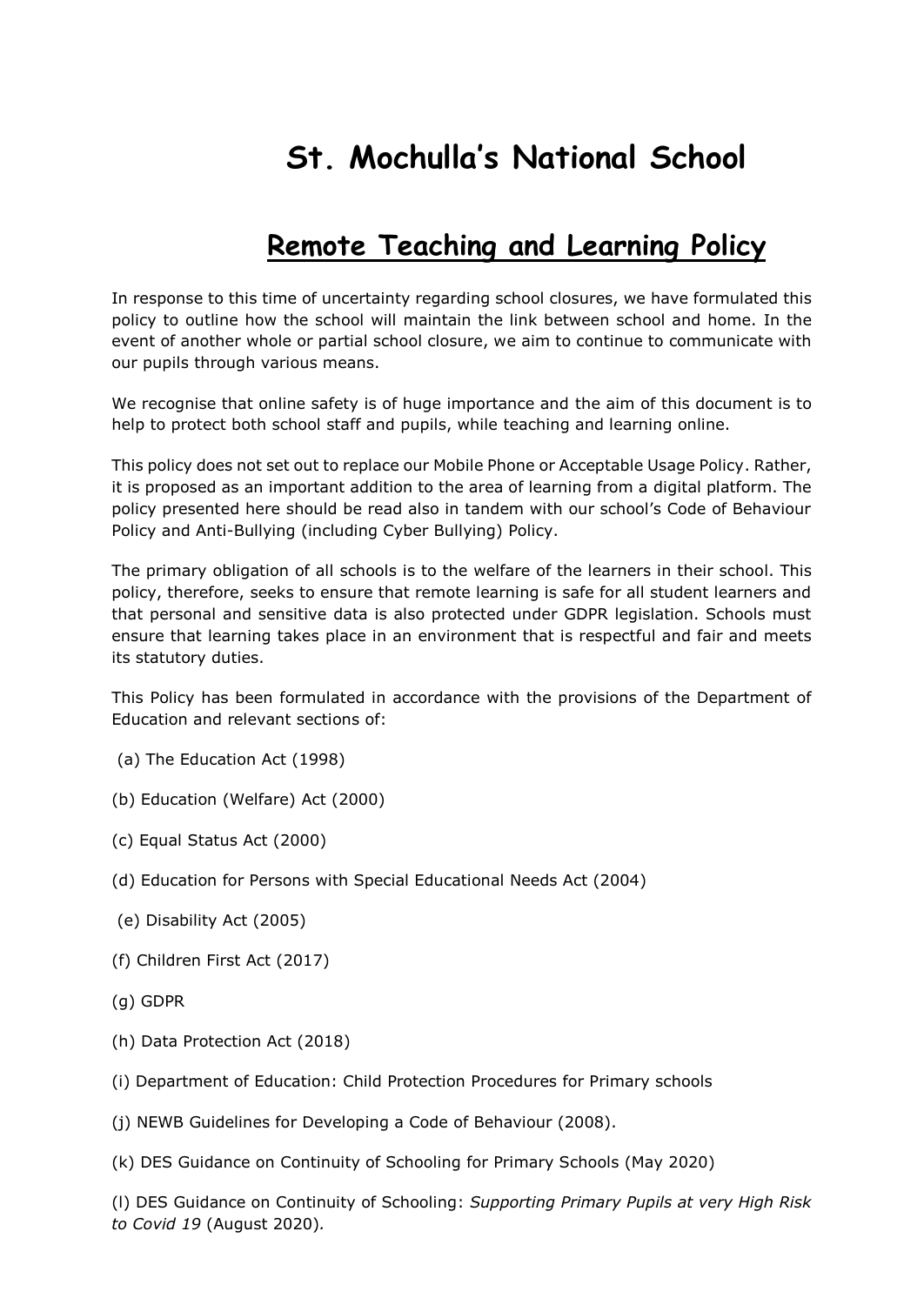# St. Mochulla's National School

## Remote Teaching and Learning Policy

In response to this time of uncertainty regarding school closures, we have formulated this policy to outline how the school will maintain the link between school and home. In the event of another whole or partial school closure, we aim to continue to communicate with our pupils through various means.

We recognise that online safety is of huge importance and the aim of this document is to help to protect both school staff and pupils, while teaching and learning online.

This policy does not set out to replace our Mobile Phone or Acceptable Usage Policy. Rather, it is proposed as an important addition to the area of learning from a digital platform. The policy presented here should be read also in tandem with our school's Code of Behaviour Policy and Anti-Bullying (including Cyber Bullying) Policy.

The primary obligation of all schools is to the welfare of the learners in their school. This policy, therefore, seeks to ensure that remote learning is safe for all student learners and that personal and sensitive data is also protected under GDPR legislation. Schools must ensure that learning takes place in an environment that is respectful and fair and meets its statutory duties.

This Policy has been formulated in accordance with the provisions of the Department of Education and relevant sections of:

(a) The Education Act (1998)

(b) Education (Welfare) Act (2000)

(c) Equal Status Act (2000)

(d) Education for Persons with Special Educational Needs Act (2004)

(e) Disability Act (2005)

(f) Children First Act (2017)

(g) GDPR

(h) Data Protection Act (2018)

(i) Department of Education: Child Protection Procedures for Primary schools

(j) NEWB Guidelines for Developing a Code of Behaviour (2008).

(k) DES Guidance on Continuity of Schooling for Primary Schools (May 2020)

(l) DES Guidance on Continuity of Schooling: *Supporting Primary Pupils at very High Risk to Covid 19* (August 2020).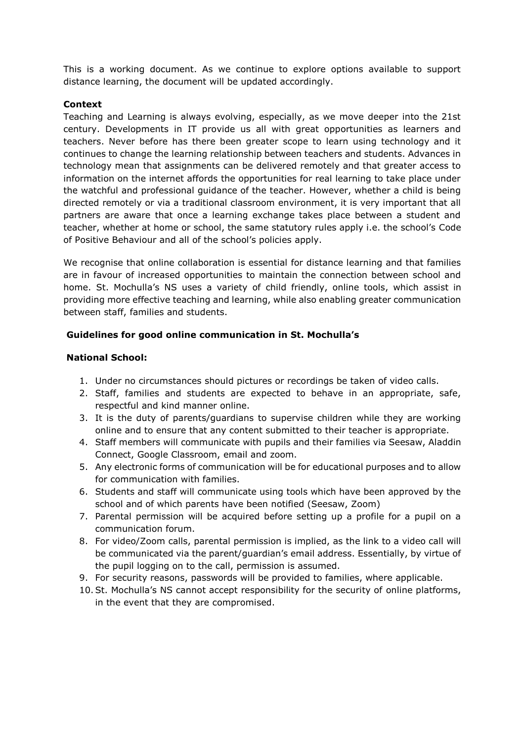This is a working document. As we continue to explore options available to support distance learning, the document will be updated accordingly.

**Context**

Teaching and Learning is always evolving, especially, as we move deeper into the 21st century. Developments in IT provide us all with great opportunities as learners and teachers. Never before has there been greater scope to learn using technology and it continues to change the learning relationship between teachers and students. Advances in technology mean that assignments can be delivered remotely and that greater access to information on the internet affords the opportunities for real learning to take place under the watchful and professional guidance of the teacher. However, whether a child is being directed remotely or via a traditional classroom environment, it is very important that all partners are aware that once a learning exchange takes place between a student and teacher, whether at home or school, the same statutory rules apply i.e. the school's Code of Positive Behaviour and all of the school's policies apply.

We recognise that online collaboration is essential for distance learning and that families are in favour of increased opportunities to maintain the connection between school and home. St. Mochulla's NS uses a variety of child friendly, online tools, which assist in providing more effective teaching and learning, while also enabling greater communication between staff, families and students.

**Guidelines for good online communication in St. Mochulla's National School:**

1. Under no circumstances should pictures or recordings be taken of video calls.
2. Staff, families and students are expected to behave in an appropriate, safe, respectful and kind manner online.
3. It is the duty of parents/guardians to supervise children while they are working online and to ensure that any content submitted to their teacher is appropriate.
4. Staff members will communicate with pupils and their families via Seesaw, Aladdin Connect, Google Classroom, email and zoom.
5. Any electronic forms of communication will be for educational purposes and to allow for communication with families.
6. Students and staff will communicate using tools which have been approved by the school and of which parents have been notified (Seesaw, Zoom)
7. Parental permission will be acquired before setting up a profile for a pupil on a communication forum.
8. For video/Zoom calls, parental permission is implied, as the link to a video call will be communicated via the parent/guardian's email address. Essentially, by virtue of the pupil logging on to the call, permission is assumed.
9. For security reasons, passwords will be provided to families, where applicable.
10. St. Mochulla's NS cannot accept responsibility for the security of online platforms, in the event that they are compromised.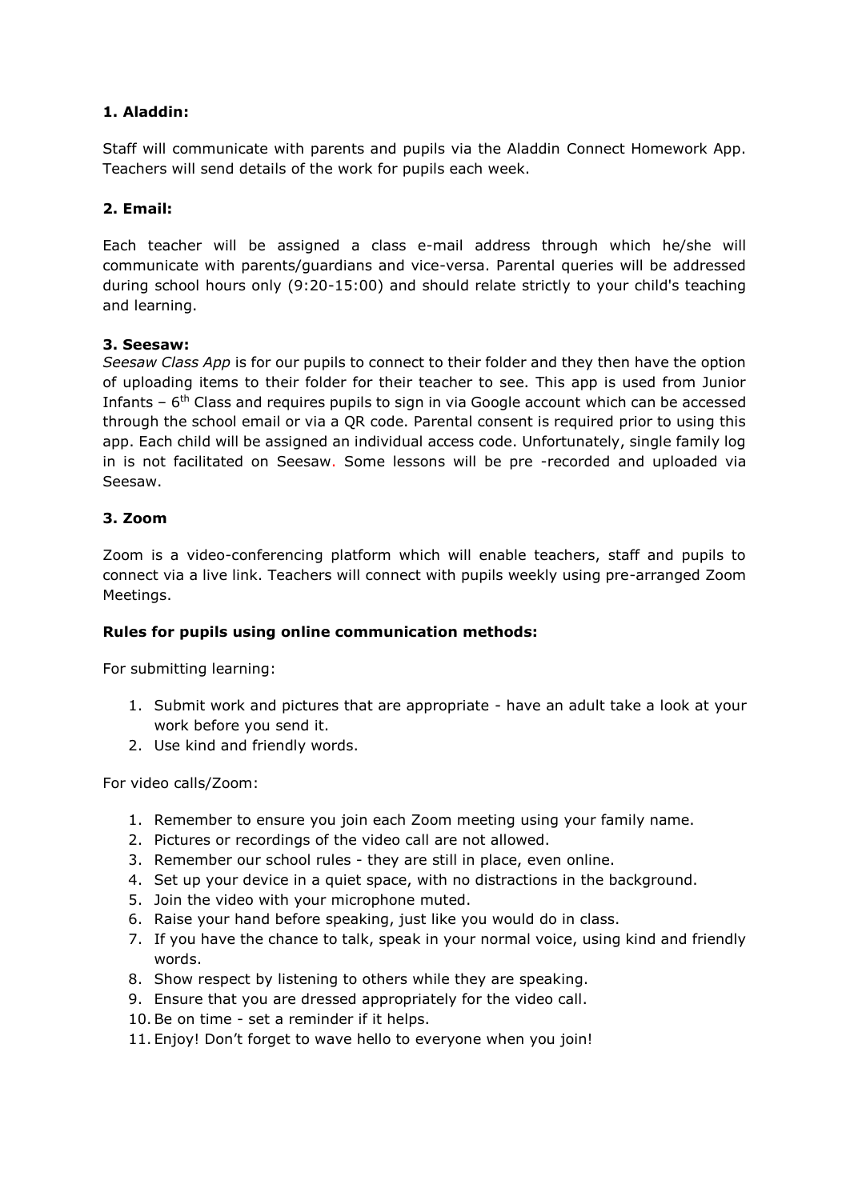**1. Aladdin:**

Staff will communicate with parents and pupils via the Aladdin Connect Homework App. Teachers will send details of the work for pupils each week.

**2. Email:**

Each teacher will be assigned a class e-mail address through which he/she will communicate with parents/guardians and vice-versa. Parental queries will be addressed during school hours only (9:20-15:00) and should relate strictly to your child's teaching and learning.

**3. Seesaw:**

*Seesaw Class App* is for our pupils to connect to their folder and they then have the option of uploading items to their folder for their teacher to see. This app is used from Junior Infants – 6th Class and requires pupils to sign in via Google account which can be accessed through the school email or via a QR code. Parental consent is required prior to using this app. Each child will be assigned an individual access code. Unfortunately, single family log in is not facilitated on Seesaw. Some lessons will be pre -recorded and uploaded via Seesaw.

**3. Zoom**

Zoom is a video-conferencing platform which will enable teachers, staff and pupils to connect via a live link. Teachers will connect with pupils weekly using pre-arranged Zoom Meetings.

**Rules for pupils using online communication methods:**

For submitting learning:

1. Submit work and pictures that are appropriate - have an adult take a look at your work before you send it.
2. Use kind and friendly words.

For video calls/Zoom:

1. Remember to ensure you join each Zoom meeting using your family name.
2. Pictures or recordings of the video call are not allowed.
3. Remember our school rules - they are still in place, even online.
4. Set up your device in a quiet space, with no distractions in the background.
5. Join the video with your microphone muted.
6. Raise your hand before speaking, just like you would do in class.
7. If you have the chance to talk, speak in your normal voice, using kind and friendly words.
8. Show respect by listening to others while they are speaking.
9. Ensure that you are dressed appropriately for the video call.
10. Be on time - set a reminder if it helps.
11. Enjoy! Don't forget to wave hello to everyone when you join!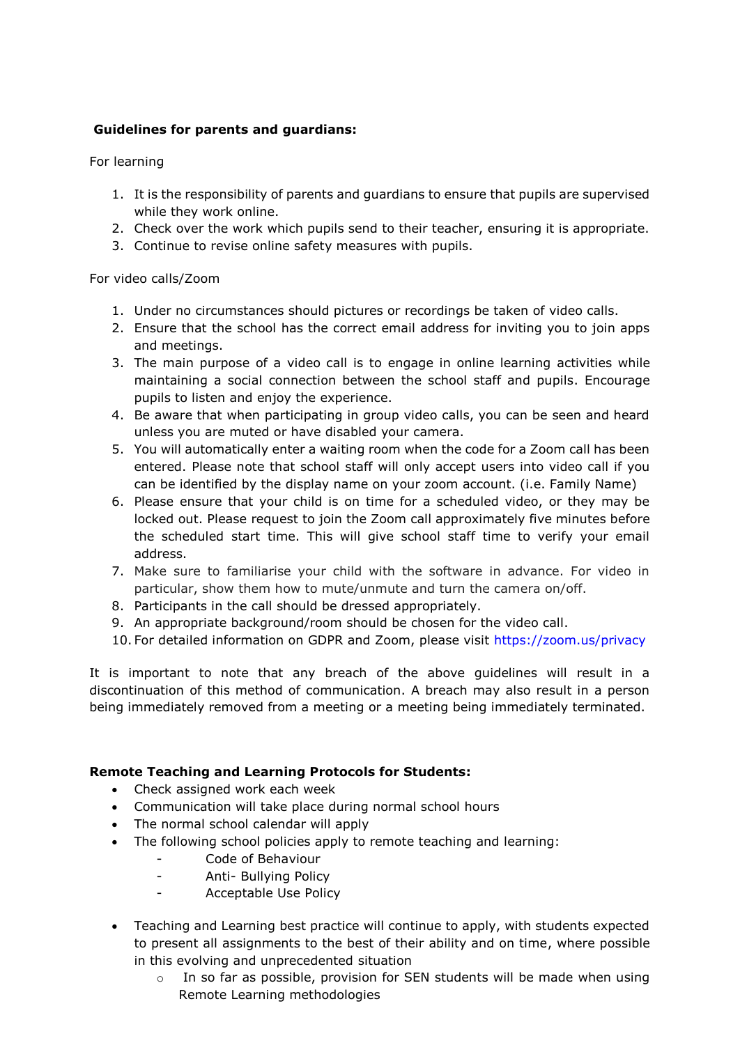**Guidelines for parents and guardians:**

For learning

1. It is the responsibility of parents and guardians to ensure that pupils are supervised while they work online.
2. Check over the work which pupils send to their teacher, ensuring it is appropriate.
3. Continue to revise online safety measures with pupils.

For video calls/Zoom

1. Under no circumstances should pictures or recordings be taken of video calls.
2. Ensure that the school has the correct email address for inviting you to join apps and meetings.
3. The main purpose of a video call is to engage in online learning activities while maintaining a social connection between the school staff and pupils. Encourage pupils to listen and enjoy the experience.
4. Be aware that when participating in group video calls, you can be seen and heard unless you are muted or have disabled your camera.
5. You will automatically enter a waiting room when the code for a Zoom call has been entered. Please note that school staff will only accept users into video call if you can be identified by the display name on your zoom account. (i.e. Family Name)
6. Please ensure that your child is on time for a scheduled video, or they may be locked out. Please request to join the Zoom call approximately five minutes before the scheduled start time. This will give school staff time to verify your email address.
7. Make sure to familiarise your child with the software in advance. For video in particular, show them how to mute/unmute and turn the camera on/off.
8. Participants in the call should be dressed appropriately.
9. An appropriate background/room should be chosen for the video call.
10. For detailed information on GDPR and Zoom, please visit https://zoom.us/privacy

It is important to note that any breach of the above guidelines will result in a discontinuation of this method of communication. A breach may also result in a person being immediately removed from a meeting or a meeting being immediately terminated.

**Remote Teaching and Learning Protocols for Students:**

- Check assigned work each week
- Communication will take place during normal school hours
- The normal school calendar will apply
- The following school policies apply to remote teaching and learning:
  - Code of Behaviour
  - Anti- Bullying Policy
  - Acceptable Use Policy

- Teaching and Learning best practice will continue to apply, with students expected to present all assignments to the best of their ability and on time, where possible in this evolving and unprecedented situation
  - In so far as possible, provision for SEN students will be made when using Remote Learning methodologies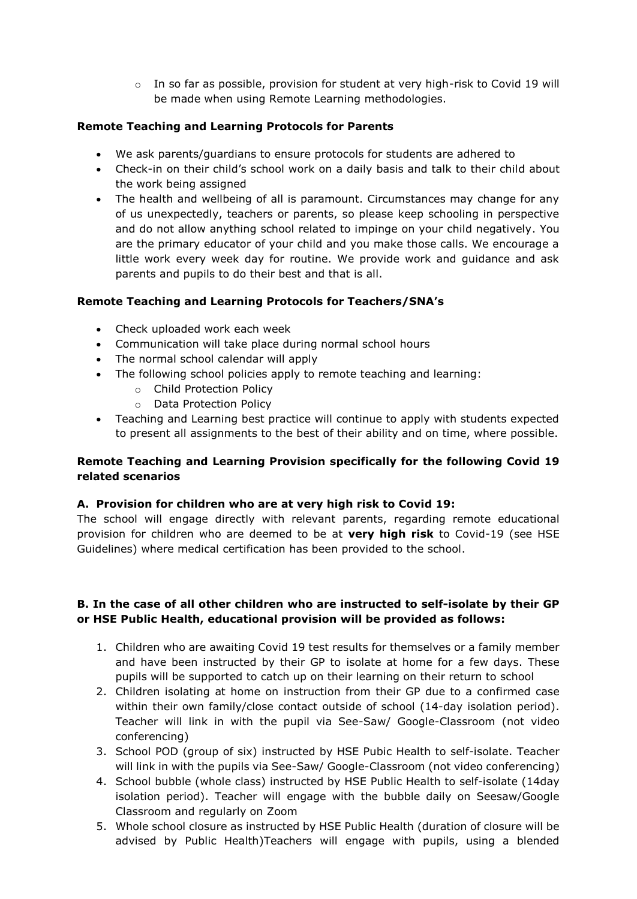- In so far as possible, provision for student at very high-risk to Covid 19 will be made when using Remote Learning methodologies.

**Remote Teaching and Learning Protocols for Parents**

- We ask parents/guardians to ensure protocols for students are adhered to
- Check-in on their child's school work on a daily basis and talk to their child about the work being assigned
- The health and wellbeing of all is paramount. Circumstances may change for any of us unexpectedly, teachers or parents, so please keep schooling in perspective and do not allow anything school related to impinge on your child negatively. You are the primary educator of your child and you make those calls. We encourage a little work every week day for routine. We provide work and guidance and ask parents and pupils to do their best and that is all.

**Remote Teaching and Learning Protocols for Teachers/SNA's**

- Check uploaded work each week
- Communication will take place during normal school hours
- The normal school calendar will apply
- The following school policies apply to remote teaching and learning:
  - Child Protection Policy
  - Data Protection Policy
- Teaching and Learning best practice will continue to apply with students expected to present all assignments to the best of their ability and on time, where possible.

**Remote Teaching and Learning Provision specifically for the following Covid 19 related scenarios**

**A. Provision for children who are at very high risk to Covid 19:**

The school will engage directly with relevant parents, regarding remote educational provision for children who are deemed to be at **very high risk** to Covid-19 (see HSE Guidelines) where medical certification has been provided to the school.

**B. In the case of all other children who are instructed to self-isolate by their GP or HSE Public Health, educational provision will be provided as follows:**

1. Children who are awaiting Covid 19 test results for themselves or a family member and have been instructed by their GP to isolate at home for a few days. These pupils will be supported to catch up on their learning on their return to school
2. Children isolating at home on instruction from their GP due to a confirmed case within their own family/close contact outside of school (14-day isolation period). Teacher will link in with the pupil via See-Saw/ Google-Classroom (not video conferencing)
3. School POD (group of six) instructed by HSE Pubic Health to self-isolate. Teacher will link in with the pupils via See-Saw/ Google-Classroom (not video conferencing)
4. School bubble (whole class) instructed by HSE Public Health to self-isolate (14day isolation period). Teacher will engage with the bubble daily on Seesaw/Google Classroom and regularly on Zoom
5. Whole school closure as instructed by HSE Public Health (duration of closure will be advised by Public Health)Teachers will engage with pupils, using a blended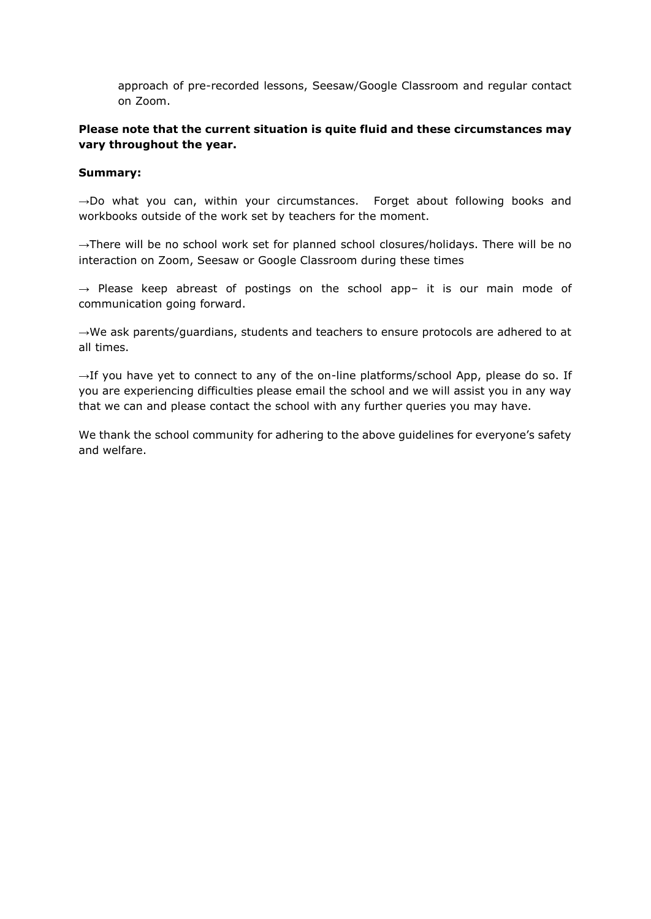approach of pre-recorded lessons, Seesaw/Google Classroom and regular contact on Zoom.

**Please note that the current situation is quite fluid and these circumstances may vary throughout the year.**

**Summary:**

→Do what you can, within your circumstances. Forget about following books and workbooks outside of the work set by teachers for the moment.

→There will be no school work set for planned school closures/holidays. There will be no interaction on Zoom, Seesaw or Google Classroom during these times

→ Please keep abreast of postings on the school app– it is our main mode of communication going forward.

→We ask parents/guardians, students and teachers to ensure protocols are adhered to at all times.

→If you have yet to connect to any of the on-line platforms/school App, please do so. If you are experiencing difficulties please email the school and we will assist you in any way that we can and please contact the school with any further queries you may have.

We thank the school community for adhering to the above guidelines for everyone's safety and welfare.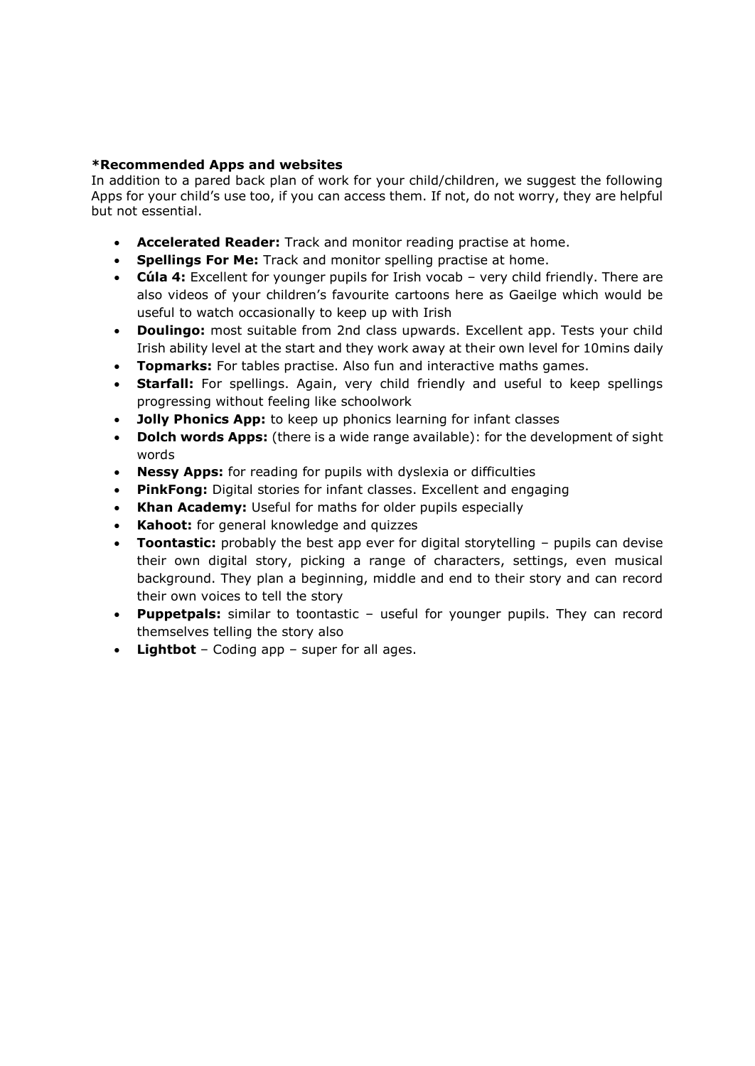**\*Recommended Apps and websites**

In addition to a pared back plan of work for your child/children, we suggest the following Apps for your child's use too, if you can access them. If not, do not worry, they are helpful but not essential.

- **Accelerated Reader:** Track and monitor reading practise at home.
- **Spellings For Me:** Track and monitor spelling practise at home.
- **Cúla 4:** Excellent for younger pupils for Irish vocab – very child friendly. There are also videos of your children's favourite cartoons here as Gaeilge which would be useful to watch occasionally to keep up with Irish
- **Doulingo:** most suitable from 2nd class upwards. Excellent app. Tests your child Irish ability level at the start and they work away at their own level for 10mins daily
- **Topmarks:** For tables practise. Also fun and interactive maths games.
- **Starfall:** For spellings. Again, very child friendly and useful to keep spellings progressing without feeling like schoolwork
- **Jolly Phonics App:** to keep up phonics learning for infant classes
- **Dolch words Apps:** (there is a wide range available): for the development of sight words
- **Nessy Apps:** for reading for pupils with dyslexia or difficulties
- **PinkFong:** Digital stories for infant classes. Excellent and engaging
- **Khan Academy:** Useful for maths for older pupils especially
- **Kahoot:** for general knowledge and quizzes
- **Toontastic:** probably the best app ever for digital storytelling – pupils can devise their own digital story, picking a range of characters, settings, even musical background. They plan a beginning, middle and end to their story and can record their own voices to tell the story
- **Puppetpals:** similar to toontastic – useful for younger pupils. They can record themselves telling the story also
- **Lightbot** – Coding app – super for all ages.